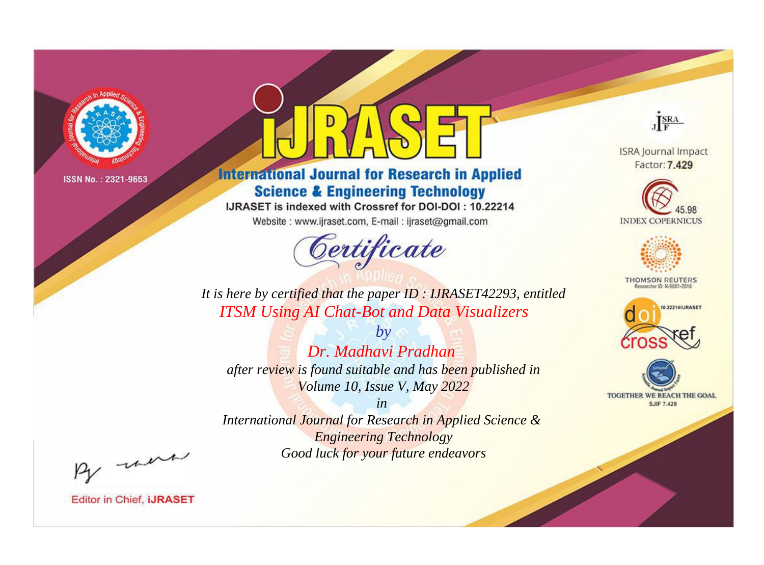ISSN No. : 2321-9653

# iJRASET

## International Journal for Research in Applied Science & Engineering Technology

IJRASET is indexed with Crossref for DOI-DOI : 10.22214

Website : www.ijraset.com, E-mail : ijraset@gmail.com

ISRA Journal Impact Factor: **7.429**

45.98 INDEX COPERNICUS

THOMSON REUTERS Researcher ID: N-9681-2016

10.22214/IJRASET

TOGETHER WE REACH THE GOAL SJIF 7.429

# *Certificate*

*It is here by certified that the paper ID : IJRASET42293, entitled*

*ITSM Using AI Chat-Bot and Data Visualizers*

*by*

*Dr. Madhavi Pradhan*

*after review is found suitable and has been published in*

*Volume 10, Issue V, May 2022*

*in*

*International Journal for Research in Applied Science & Engineering Technology*

*Good luck for your future endeavors*

Editor in Chief, **iJRASET**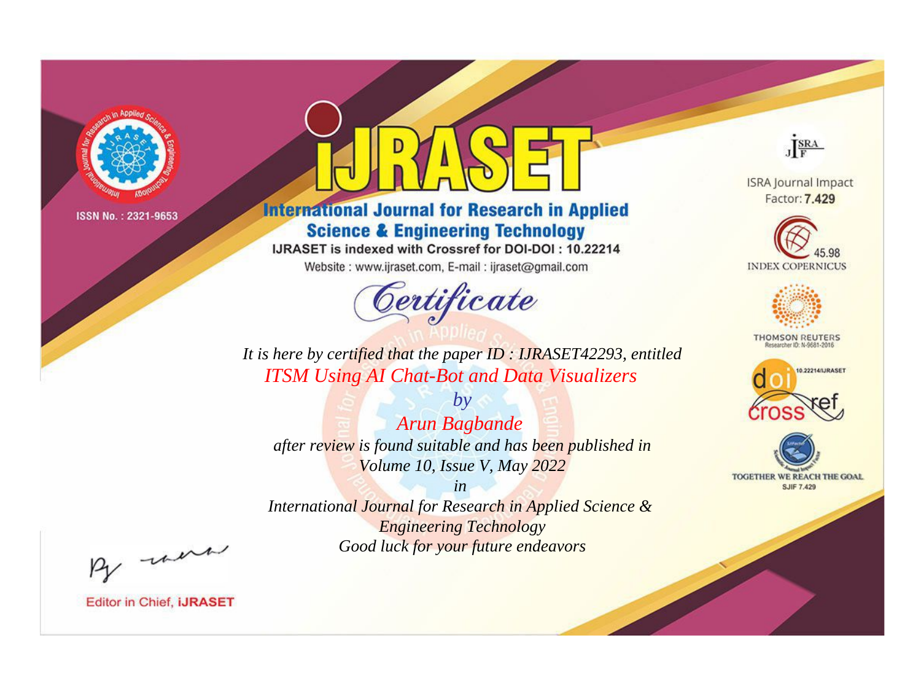ISSN No. : 2321-9653

# iJRASET

## International Journal for Research in Applied Science & Engineering Technology

IJRASET is indexed with Crossref for DOI-DOI : 10.22214

Website : www.ijraset.com, E-mail : ijraset@gmail.com

# Certificate

*It is here by certified that the paper ID : IJRASET42293, entitled*

*ITSM Using AI Chat-Bot and Data Visualizers*

*by*

*Arun Bagbande*

*after review is found suitable and has been published in*

*Volume 10, Issue V, May 2022*

*in*

*International Journal for Research in Applied Science & Engineering Technology*

*Good luck for your future endeavors*

ISRA Journal Impact Factor: **7.429**

45.98 INDEX COPERNICUS

THOMSON REUTERS Researcher ID: N-9681-2016

10.22214/IJRASET

TOGETHER WE REACH THE GOAL SJIF 7.429

Editor in Chief, **iJRASET**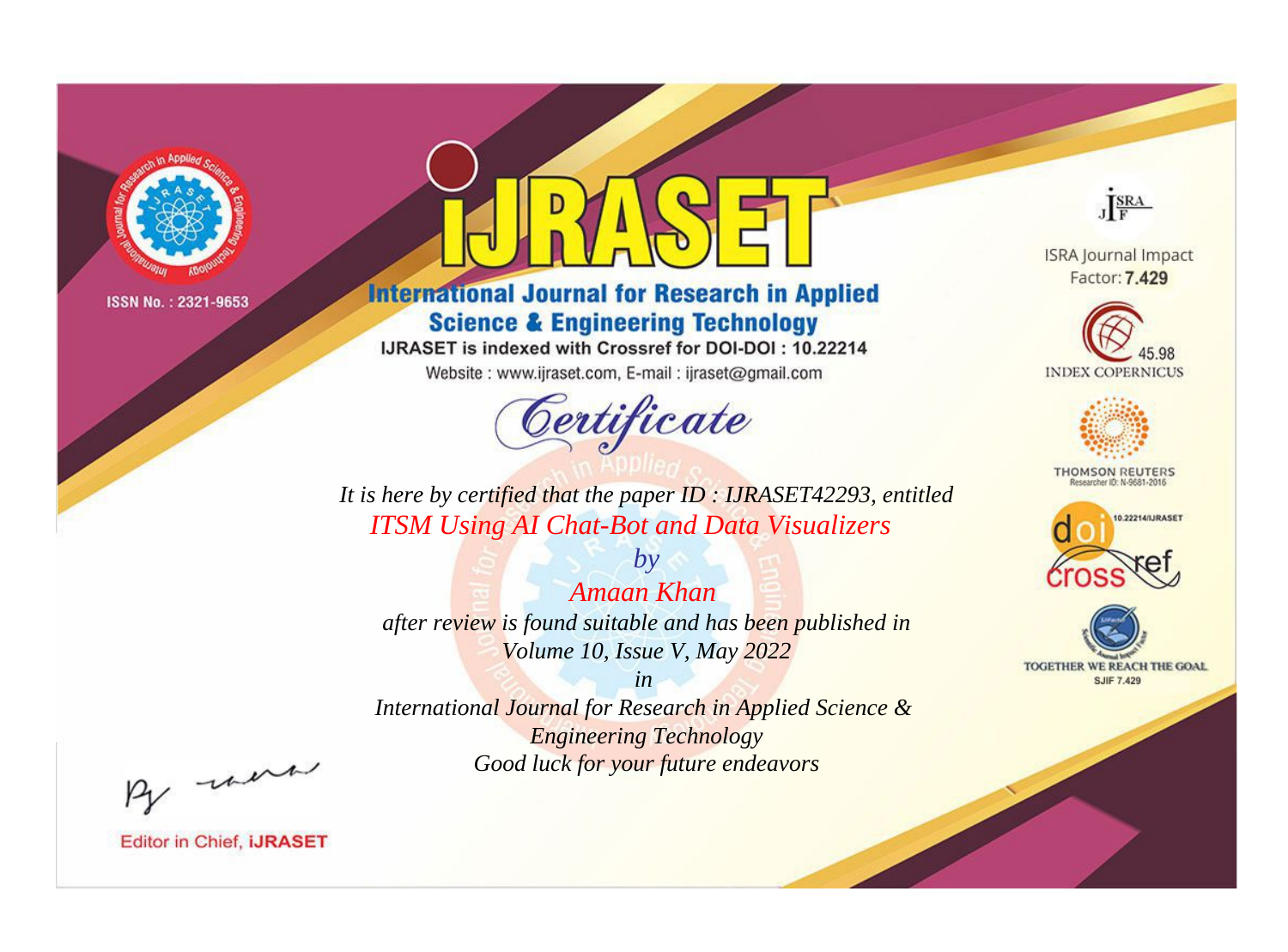ISSN No. : 2321-9653

# IJRASET

## International Journal for Research in Applied Science & Engineering Technology

IJRASET is indexed with Crossref for DOI-DOI : 10.22214

Website : www.ijraset.com, E-mail : ijraset@gmail.com

*Certificate*

*It is here by certified that the paper ID : IJRASET42293, entitled*

*ITSM Using AI Chat-Bot and Data Visualizers*

*by*

*Amaan Khan*

*after review is found suitable and has been published in*

*Volume 10, Issue V, May 2022*

*in*

*International Journal for Research in Applied Science & Engineering Technology*

*Good luck for your future endeavors*

ISRA Journal Impact Factor: **7.429**

45.98 INDEX COPERNICUS

THOMSON REUTERS Researcher ID: N-9681-2016

10.22214/IJRASET

TOGETHER WE REACH THE GOAL SJIF 7.429

Editor in Chief, **iJRASET**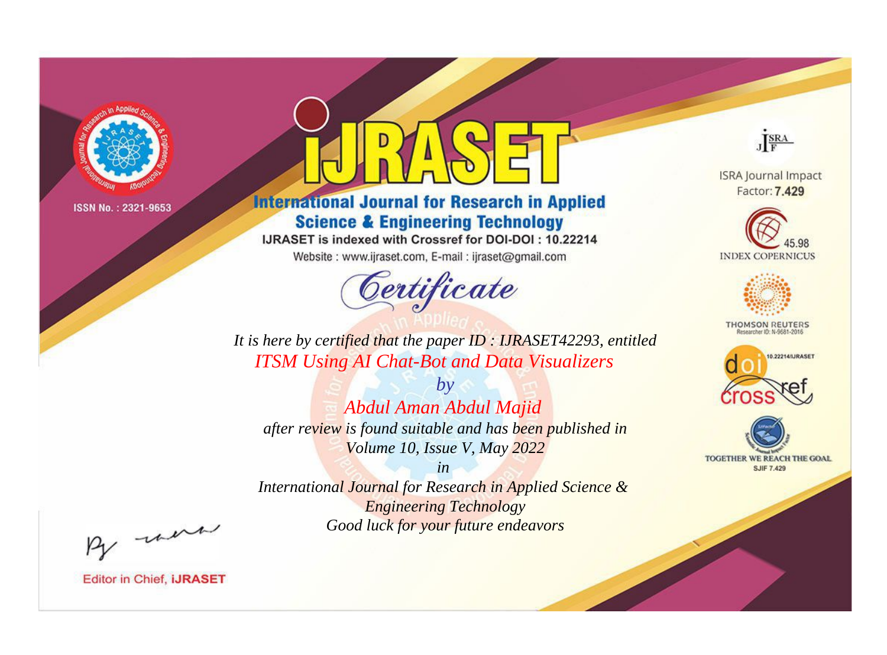ISSN No. : 2321-9653

# iJRASET

## International Journal for Research in Applied Science & Engineering Technology

IJRASET is indexed with Crossref for DOI-DOI : 10.22214

Website : www.ijraset.com, E-mail : ijraset@gmail.com

# Certificate

*It is here by certified that the paper ID : IJRASET42293, entitled*

*ITSM Using AI Chat-Bot and Data Visualizers*

*by*

*Abdul Aman Abdul Majid*

*after review is found suitable and has been published in*

*Volume 10, Issue V, May 2022*

*in*

*International Journal for Research in Applied Science & Engineering Technology*

*Good luck for your future endeavors*

ISRA Journal Impact Factor: **7.429**

45.98 INDEX COPERNICUS

THOMSON REUTERS Researcher ID: N-9681-2016

10.22214/IJRASET

TOGETHER WE REACH THE GOAL SJIF 7.429

Editor in Chief, **iJRASET**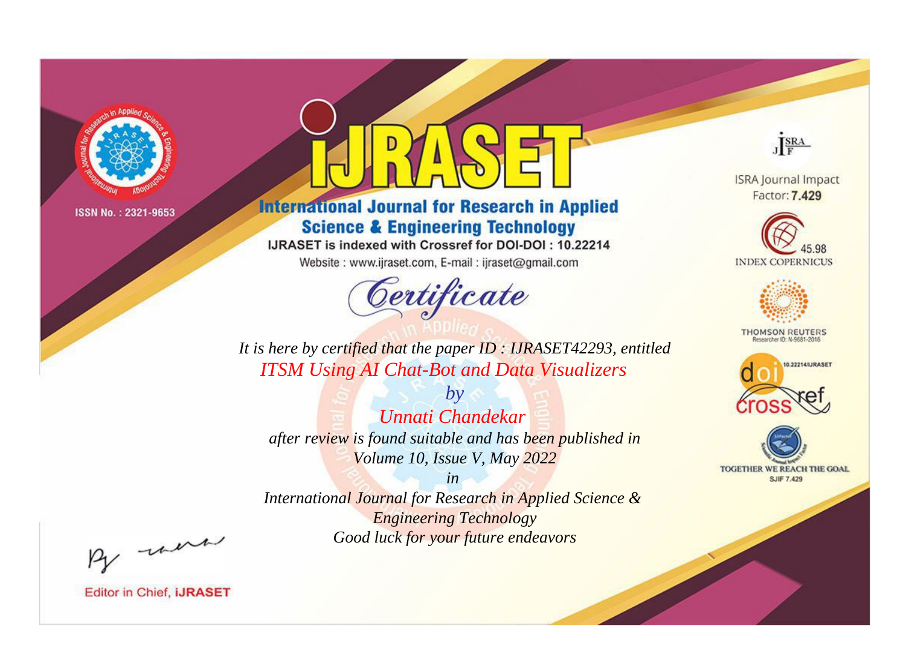ISSN No. : 2321-9653

# IJRASET

## International Journal for Research in Applied Science & Engineering Technology

IJRASET is indexed with Crossref for DOI-DOI : 10.22214

Website : www.ijraset.com, E-mail : ijraset@gmail.com

ISRA Journal Impact Factor: **7.429**

45.98 INDEX COPERNICUS

THOMSON REUTERS Researcher ID: N-9681-2016

10.22214/IJRASET

TOGETHER WE REACH THE GOAL SJIF 7.429

## *Certificate*

*It is here by certified that the paper ID : IJRASET42293, entitled*

*ITSM Using AI Chat-Bot and Data Visualizers*

*by*

*Unnati Chandekar*

*after review is found suitable and has been published in*

*Volume 10, Issue V, May 2022*

*in*

*International Journal for Research in Applied Science & Engineering Technology*

*Good luck for your future endeavors*

Editor in Chief, **iJRASET**